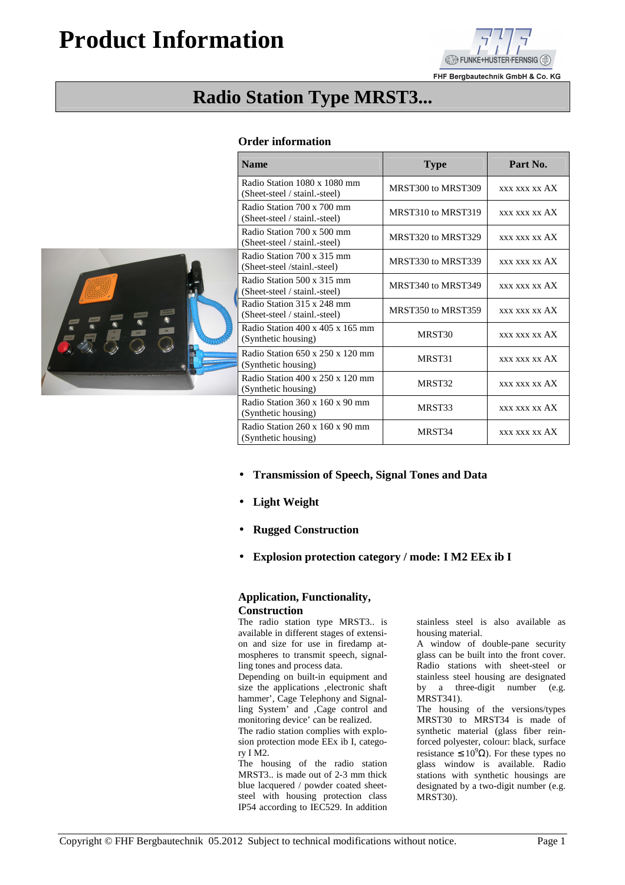# Product Information

FHF Bergbautechnik GmbH & Co. KG

## Radio Station Type MRST3...

### Order information

| Name | Type | Part No. |
|---|---|---|
| Radio Station 1080 x 1080 mm (Sheet-steel / stainl.-steel) | MRST300 to MRST309 | xxx xxx xx AX |
| Radio Station 700 x 700 mm (Sheet-steel / stainl.-steel) | MRST310 to MRST319 | xxx xxx xx AX |
| Radio Station 700 x 500 mm (Sheet-steel / stainl.-steel) | MRST320 to MRST329 | xxx xxx xx AX |
| Radio Station 700 x 315 mm (Sheet-steel /stainl.-steel) | MRST330 to MRST339 | xxx xxx xx AX |
| Radio Station 500 x 315 mm (Sheet-steel / stainl.-steel) | MRST340 to MRST349 | xxx xxx xx AX |
| Radio Station 315 x 248 mm (Sheet-steel / stainl.-steel) | MRST350 to MRST359 | xxx xxx xx AX |
| Radio Station 400 x 405 x 165 mm (Synthetic housing) | MRST30 | xxx xxx xx AX |
| Radio Station 650 x 250 x 120 mm (Synthetic housing) | MRST31 | xxx xxx xx AX |
| Radio Station 400 x 250 x 120 mm (Synthetic housing) | MRST32 | xxx xxx xx AX |
| Radio Station 360 x 160 x 90 mm (Synthetic housing) | MRST33 | xxx xxx xx AX |
| Radio Station 260 x 160 x 90 mm (Synthetic housing) | MRST34 | xxx xxx xx AX |

- **Transmission of Speech, Signal Tones and Data**
- **Light Weight**
- **Rugged Construction**
- **Explosion protection category / mode: I M2 EEx ib I**

### Application, Functionality, Construction

The radio station type MRST3.. is available in different stages of extension and size for use in firedamp atmospheres to transmit speech, signalling tones and process data.
Depending on built-in equipment and size the applications ‚electronic shaft hammer', Cage Telephony and Signalling System' and ‚Cage control and monitoring device' can be realized.
The radio station complies with explosion protection mode EEx ib I, category I M2.
The housing of the radio station MRST3.. is made out of 2-3 mm thick blue lacquered / powder coated sheet-steel with housing protection class IP54 according to IEC529. In addition stainless steel is also available as housing material.
A window of double-pane security glass can be built into the front cover. Radio stations with sheet-steel or stainless steel housing are designated by a three-digit number (e.g. MRST341).
The housing of the versions/types MRST30 to MRST34 is made of synthetic material (glass fiber reinforced polyester, colour: black, surface resistance $\leq 10^9\Omega$). For these types no glass window is available. Radio stations with synthetic housings are designated by a two-digit number (e.g. MRST30).

Copyright © FHF Bergbautechnik 05.2012 Subject to technical modifications without notice.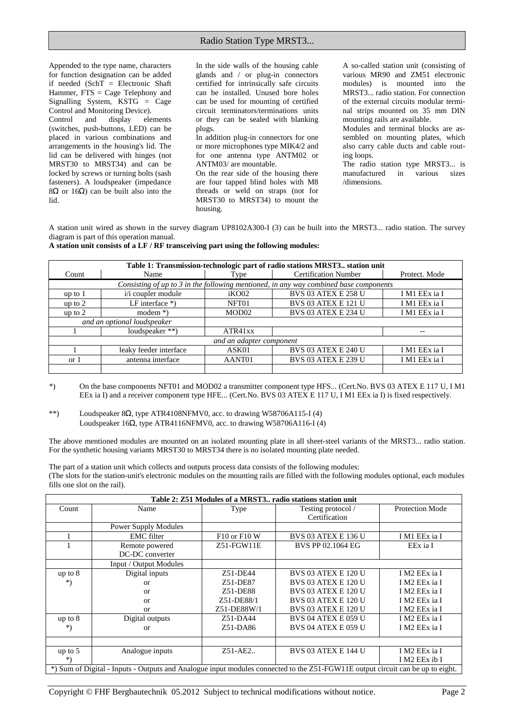Appended to the type name, characters for function designation can be added if needed (SchT = Electronic Shaft Hammer, FTS = Cage Telephony and Signalling System, KSTG = Cage Control and Monitoring Device).
Control and display elements (switches, push-buttons, LED) can be placed in various combinations and arrangements in the housing's lid. The lid can be delivered with hinges (not MRST30 to MRST34) and can be locked by screws or turning bolts (sash fasteners). A loudspeaker (impedance 8Ω or 16Ω) can be built also into the lid.

In the side walls of the housing cable glands and / or plug-in connectors certified for intrinsically safe circuits can be installed. Unused bore holes can be used for mounting of certified circuit terminators/terminations units or they can be sealed with blanking plugs.
In addition plug-in connectors for one or more microphones type MIK4/2 and for one antenna type ANTM02 or ANTM03/ are mountable.
On the rear side of the housing there are four tapped blind holes with M8 threads or weld on straps (not for MRST30 to MRST34) to mount the housing.

A so-called station unit (consisting of various MR90 and ZM51 electronic modules) is mounted into the MRST3... radio station. For connection of the external circuits modular terminal strips mounted on 35 mm DIN mounting rails are available.
Modules and terminal blocks are assembled on mounting plates, which also carry cable ducts and cable routing loops.
The radio station type MRST3... is manufactured in various sizes /dimensions.

A station unit wired as shown in the survey diagram UP8102A300-I (3) can be built into the MRST3... radio station. The survey diagram is part of this operation manual.
**A station unit consists of a LF / RF transceiving part using the following modules:**

| Table 1: Transmission-technologic part of radio stations MRST3.. station unit | | | | |
|---|---|---|---|---|
| Count | Name | Type | Certification Number | Protect. Mode |
| *Consisting of up to 3 in the following mentioned, in any way combined base components* | | | | |
| up to 1 | i/i coupler module | iKO02 | BVS 03 ATEX E 258 U | I M1 EEx ia I |
| up to 2 | LF interface *) | NFT01 | BVS 03 ATEX E 121 U | I M1 EEx ia I |
| up to 2 | modem *) | MOD02 | BVS 03 ATEX E 234 U | I M1 EEx ia I |
| *and an optional loudspeaker* | | | | |
| 1 | loudspeaker **) | ATR41xx | | -- |
| *and an adapter component* | | | | |
| 1 | leaky feeder interface | ASK01 | BVS 03 ATEX E 240 U | I M1 EEx ia I |
| or 1 | antenna interface | AANT01 | BVS 03 ATEX E 239 U | I M1 EEx ia I |
| | | | | |

*) On the base components NFT01 and MOD02 a transmitter component type HFS... (Cert.No. BVS 03 ATEX E 117 U, I M1 EEx ia I) and a receiver component type HFE... (Cert.No. BVS 03 ATEX E 117 U, I M1 EEx ia I) is fixed respectively.

**) Loudspeaker 8Ω, type ATR4108NFMV0, acc. to drawing W58706A115-I (4)
Loudspeaker 16Ω, type ATR4116NFMV0, acc. to drawing W58706A116-I (4)

The above mentioned modules are mounted on an isolated mounting plate in all sheet-steel variants of the MRST3... radio station. For the synthetic housing variants MRST30 to MRST34 there is no isolated mounting plate needed.

The part of a station unit which collects and outputs process data consists of the following modules:
(The slots for the station-unit's electronic modules on the mounting rails are filled with the following modules optional, each modules fills one slot on the rail).

| Table 2: Z51 Modules of a MRST3.. radio stations station unit | | | | |
|---|---|---|---|---|
| Count | Name | Type | Testing protocol / Certification | Protection Mode |
| | Power Supply Modules | | | |
| 1 | EMC filter | F10 or F10 W | BVS 03 ATEX E 136 U | I M1 EEx ia I |
| 1 | Remote powered DC-DC converter | Z51-FGW11E | BVS PP 02.1064 EG | EEx ia I |
| | Input / Output Modules | | | |
| up to 8 *) | Digital inputs | Z51-DE44 | BVS 03 ATEX E 120 U | I M2 EEx ia I |
| | or | Z51-DE87 | BVS 03 ATEX E 120 U | I M2 EEx ia I |
| | or | Z51-DE88 | BVS 03 ATEX E 120 U | I M2 EEx ia I |
| | or | Z51-DE88/1 | BVS 03 ATEX E 120 U | I M2 EEx ia I |
| | or | Z51-DE88W/1 | BVS 03 ATEX E 120 U | I M2 EEx ia I |
| up to 8 *) | Digital outputs | Z51-DA44 | BVS 04 ATEX E 059 U | I M2 EEx ia I |
| | or | Z51-DA86 | BVS 04 ATEX E 059 U | I M2 EEx ia I |
| | | | | |
| up to 5 *) | Analogue inputs | Z51-AE2.. | BVS 03 ATEX E 144 U | I M2 EEx ia I<br>I M2 EEx ib I |
| *) Sum of Digital - Inputs - Outputs and Analogue input modules connected to the Z51-FGW11E output circuit can be up to eight. | | | | |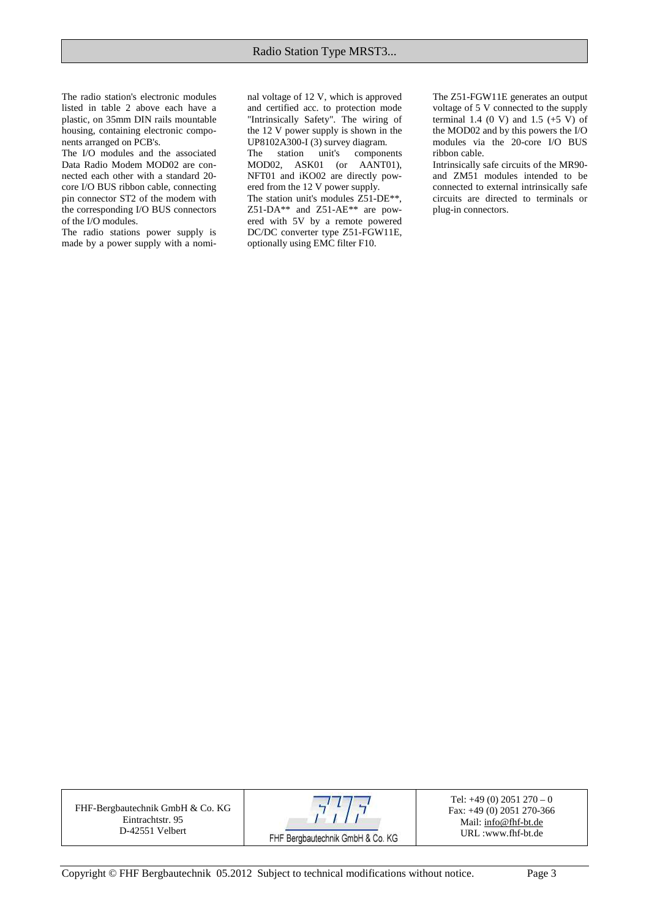The radio station's electronic modules listed in table 2 above each have a plastic, on 35mm DIN rails mountable housing, containing electronic components arranged on PCB's.

The I/O modules and the associated Data Radio Modem MOD02 are connected each other with a standard 20-core I/O BUS ribbon cable, connecting pin connector ST2 of the modem with the corresponding I/O BUS connectors of the I/O modules.

The radio stations power supply is made by a power supply with a nominal voltage of 12 V, which is approved and certified acc. to protection mode "Intrinsically Safety". The wiring of the 12 V power supply is shown in the UP8102A300-I (3) survey diagram.

The station unit's components MOD02, ASK01 (or AANT01), NFT01 and iKO02 are directly powered from the 12 V power supply.

The station unit's modules Z51-DE**, Z51-DA** and Z51-AE** are powered with 5V by a remote powered DC/DC converter type Z51-FGW11E, optionally using EMC filter F10.

The Z51-FGW11E generates an output voltage of 5 V connected to the supply terminal 1.4 (0 V) and 1.5 (+5 V) of the MOD02 and by this powers the I/O modules via the 20-core I/O BUS ribbon cable.

Intrinsically safe circuits of the MR90- and ZM51 modules intended to be connected to external intrinsically safe circuits are directed to terminals or plug-in connectors.

| | | |
|---|---|---|
| FHF-Bergbautechnik GmbH & Co. KG<br>Eintrachtstr. 95<br>D-42551 Velbert | FHF Bergbautechnik GmbH & Co. KG | Tel: +49 (0) 2051 270 – 0<br>Fax: +49 (0) 2051 270-366<br>Mail: info@fhf-bt.de<br>URL :www.fhf-bt.de |

Copyright © FHF Bergbautechnik 05.2012 Subject to technical modifications without notice.